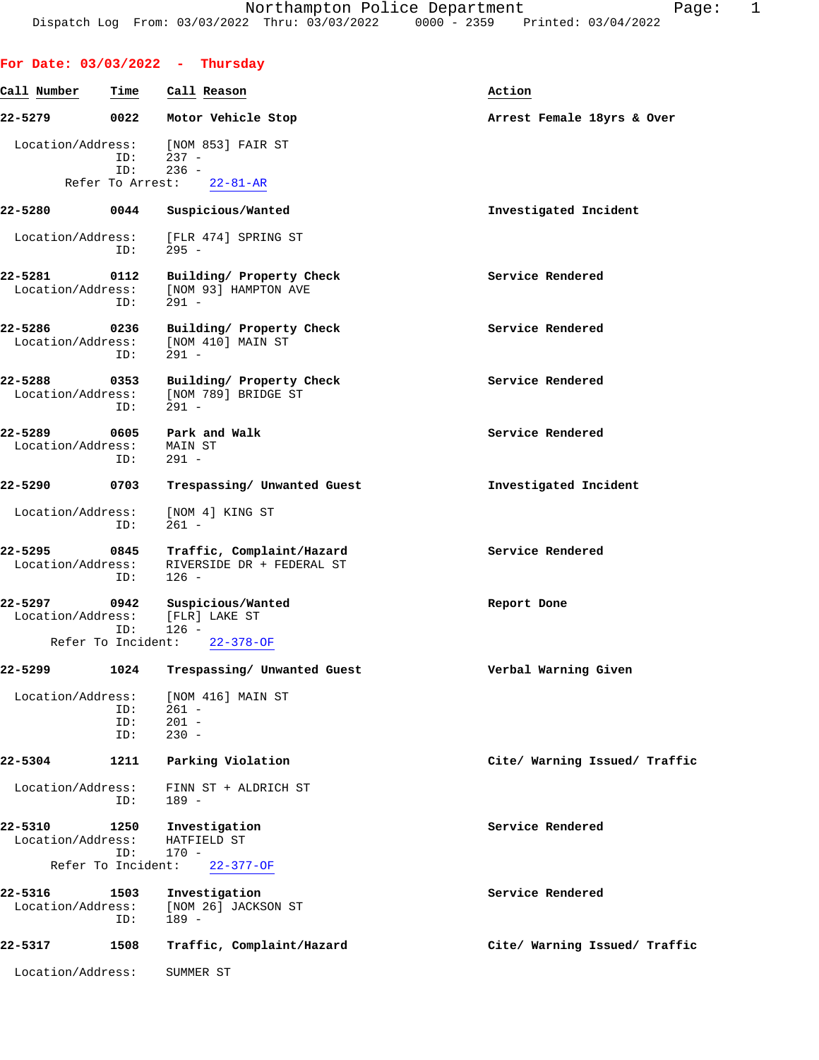Northampton Police Department
Dispatch Log From: 03/03/2022 Thru: 03/03/2022 0000 - 2359 Printed: 03/04/2022

## For Date: 03/03/2022 - Thursday

| Call Number | Time | Call Reason | Action |
|---|---|---|---|
| 22-5279 | 0022 | Motor Vehicle Stop | Arrest Female 18yrs & Over |

Location/Address: [NOM 853] FAIR ST
ID: 237 -
ID: 236 -
Refer To Arrest: 22-81-AR

| Call Number | Time | Call Reason | Action |
|---|---|---|---|
| 22-5280 | 0044 | Suspicious/Wanted | Investigated Incident |

Location/Address: [FLR 474] SPRING ST
ID: 295 -

| Call Number | Time | Call Reason | Action |
|---|---|---|---|
| 22-5281 | 0112 | Building/ Property Check | Service Rendered |

Location/Address: [NOM 93] HAMPTON AVE
ID: 291 -

| Call Number | Time | Call Reason | Action |
|---|---|---|---|
| 22-5286 | 0236 | Building/ Property Check | Service Rendered |

Location/Address: [NOM 410] MAIN ST
ID: 291 -

| Call Number | Time | Call Reason | Action |
|---|---|---|---|
| 22-5288 | 0353 | Building/ Property Check | Service Rendered |

Location/Address: [NOM 789] BRIDGE ST
ID: 291 -

| Call Number | Time | Call Reason | Action |
|---|---|---|---|
| 22-5289 | 0605 | Park and Walk | Service Rendered |

Location/Address: MAIN ST
ID: 291 -

| Call Number | Time | Call Reason | Action |
|---|---|---|---|
| 22-5290 | 0703 | Trespassing/ Unwanted Guest | Investigated Incident |

Location/Address: [NOM 4] KING ST
ID: 261 -

| Call Number | Time | Call Reason | Action |
|---|---|---|---|
| 22-5295 | 0845 | Traffic, Complaint/Hazard | Service Rendered |

Location/Address: RIVERSIDE DR + FEDERAL ST
ID: 126 -

| Call Number | Time | Call Reason | Action |
|---|---|---|---|
| 22-5297 | 0942 | Suspicious/Wanted | Report Done |

Location/Address: [FLR] LAKE ST
ID: 126 -
Refer To Incident: 22-378-OF

| Call Number | Time | Call Reason | Action |
|---|---|---|---|
| 22-5299 | 1024 | Trespassing/ Unwanted Guest | Verbal Warning Given |

Location/Address: [NOM 416] MAIN ST
ID: 261 -
ID: 201 -
ID: 230 -

| Call Number | Time | Call Reason | Action |
|---|---|---|---|
| 22-5304 | 1211 | Parking Violation | Cite/ Warning Issued/ Traffic |

Location/Address: FINN ST + ALDRICH ST
ID: 189 -

| Call Number | Time | Call Reason | Action |
|---|---|---|---|
| 22-5310 | 1250 | Investigation | Service Rendered |

Location/Address: HATFIELD ST
ID: 170 -
Refer To Incident: 22-377-OF

| Call Number | Time | Call Reason | Action |
|---|---|---|---|
| 22-5316 | 1503 | Investigation | Service Rendered |

Location/Address: [NOM 26] JACKSON ST
ID: 189 -

| Call Number | Time | Call Reason | Action |
|---|---|---|---|
| 22-5317 | 1508 | Traffic, Complaint/Hazard | Cite/ Warning Issued/ Traffic |

Location/Address: SUMMER ST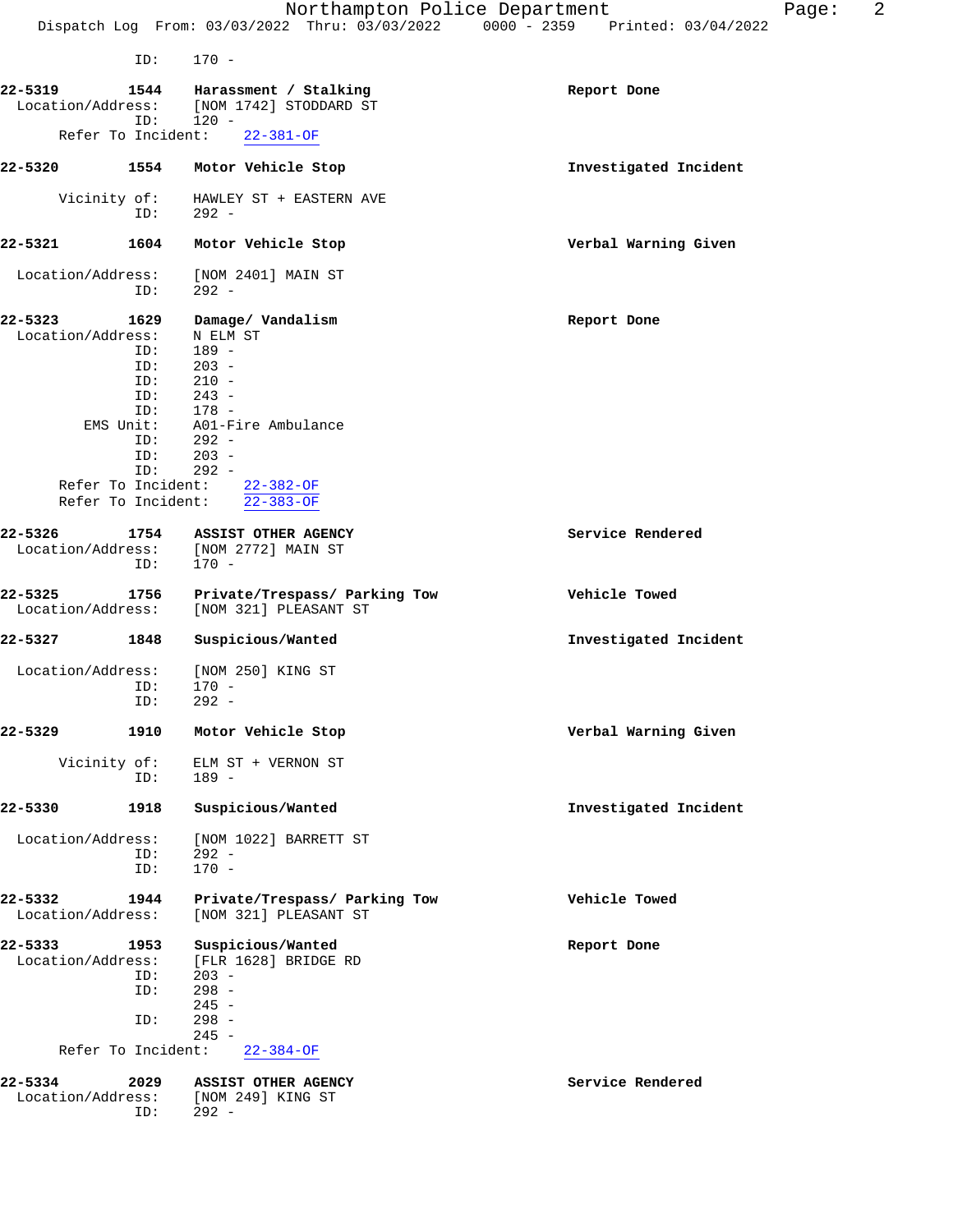ID: 170 -

**22-5319** 1544 **Harassment / Stalking** **Report Done**
Location/Address: [NOM 1742] STODDARD ST
ID: 120 -
Refer To Incident: 22-381-OF

**22-5320** 1554 **Motor Vehicle Stop** **Investigated Incident**

Vicinity of: HAWLEY ST + EASTERN AVE
ID: 292 -

**22-5321** 1604 **Motor Vehicle Stop** **Verbal Warning Given**

Location/Address: [NOM 2401] MAIN ST
ID: 292 -

**22-5323** 1629 **Damage/ Vandalism** **Report Done**
Location/Address: N ELM ST
ID: 189 -
ID: 203 -
ID: 210 -
ID: 243 -
ID: 178 -
EMS Unit: A01-Fire Ambulance
ID: 292 -
ID: 203 -
ID: 292 -
Refer To Incident: 22-382-OF
Refer To Incident: 22-383-OF

**22-5326** 1754 **ASSIST OTHER AGENCY** **Service Rendered**
Location/Address: [NOM 2772] MAIN ST
ID: 170 -

**22-5325** 1756 **Private/Trespass/ Parking Tow** **Vehicle Towed**
Location/Address: [NOM 321] PLEASANT ST

**22-5327** 1848 **Suspicious/Wanted** **Investigated Incident**

Location/Address: [NOM 250] KING ST
ID: 170 -
ID: 292 -

**22-5329** 1910 **Motor Vehicle Stop** **Verbal Warning Given**

Vicinity of: ELM ST + VERNON ST
ID: 189 -

**22-5330** 1918 **Suspicious/Wanted** **Investigated Incident**

Location/Address: [NOM 1022] BARRETT ST
ID: 292 -
ID: 170 -

**22-5332** 1944 **Private/Trespass/ Parking Tow** **Vehicle Towed**
Location/Address: [NOM 321] PLEASANT ST

**22-5333** 1953 **Suspicious/Wanted** **Report Done**
Location/Address: [FLR 1628] BRIDGE RD
ID: 203 -
ID: 298 -
245 -
ID: 298 -
245 -
Refer To Incident: 22-384-OF

**22-5334** 2029 **ASSIST OTHER AGENCY** **Service Rendered**
Location/Address: [NOM 249] KING ST
ID: 292 -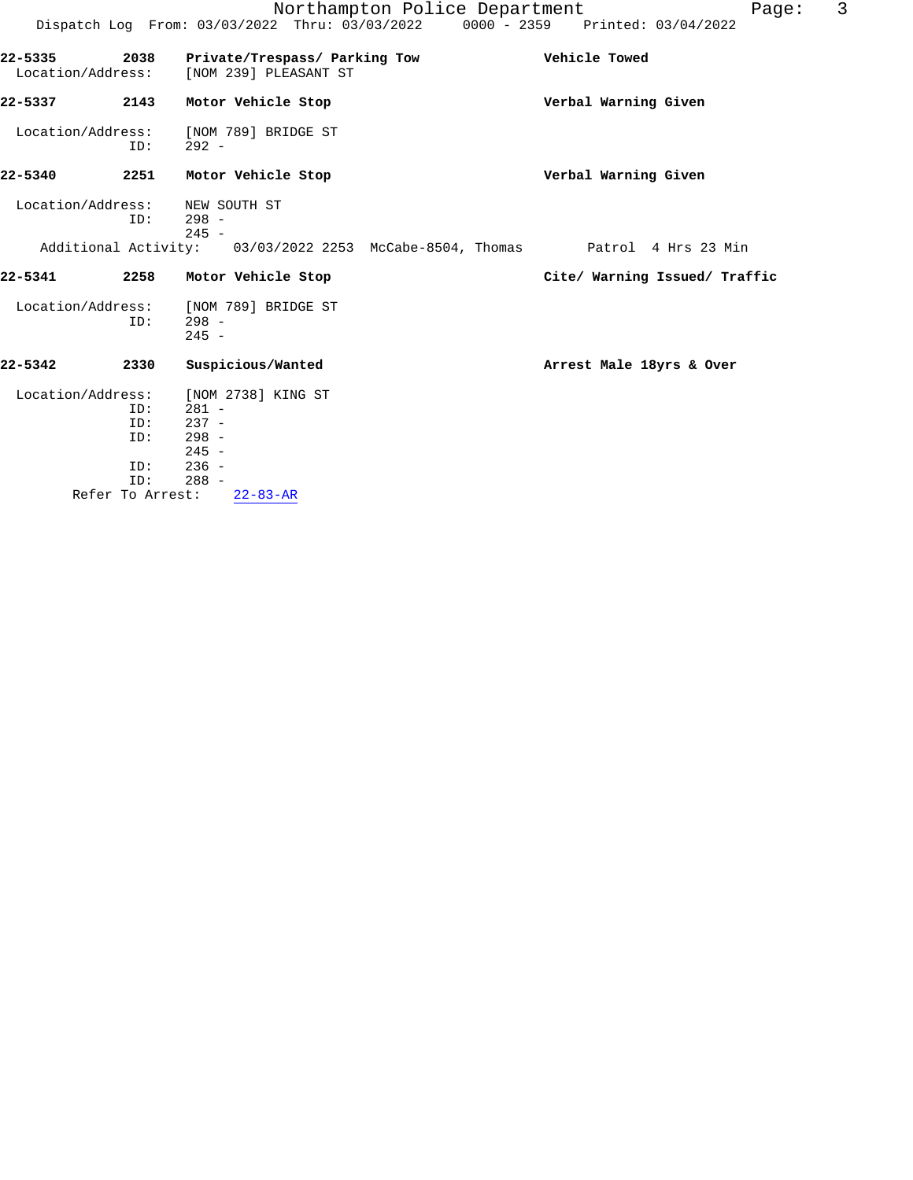**22-5335 2038 Private/Trespass/ Parking Tow** — **Vehicle Towed**

Location/Address: [NOM 239] PLEASANT ST

**22-5337 2143 Motor Vehicle Stop** — **Verbal Warning Given**

Location/Address: [NOM 789] BRIDGE ST
ID: 292 -

**22-5340 2251 Motor Vehicle Stop** — **Verbal Warning Given**

Location/Address: NEW SOUTH ST
ID: 298 -
245 -
Additional Activity: 03/03/2022 2253 McCabe-8504, Thomas Patrol 4 Hrs 23 Min

**22-5341 2258 Motor Vehicle Stop** — **Cite/ Warning Issued/ Traffic**

Location/Address: [NOM 789] BRIDGE ST
ID: 298 -
245 -

**22-5342 2330 Suspicious/Wanted** — **Arrest Male 18yrs & Over**

Location/Address: [NOM 2738] KING ST
ID: 281 -
ID: 237 -
ID: 298 -
245 -
ID: 236 -
ID: 288 -
Refer To Arrest: 22-83-AR